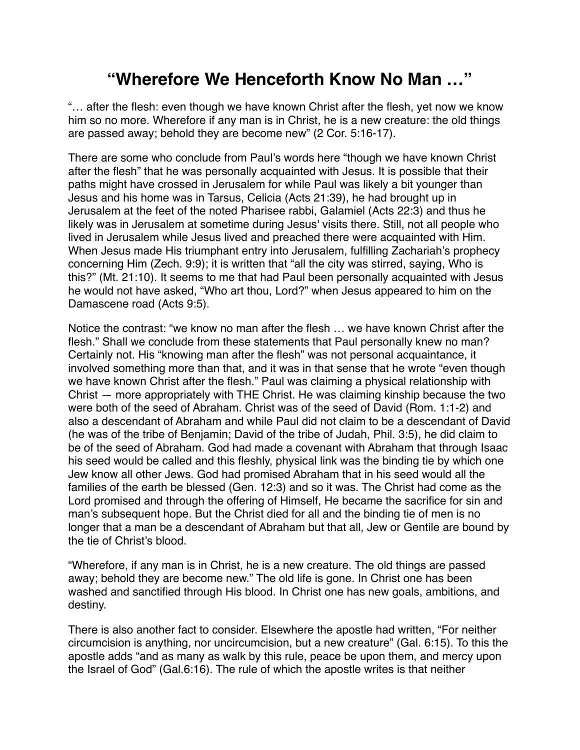# “Wherefore We Henceforth Know No Man …”

“… after the flesh: even though we have known Christ after the flesh, yet now we know him so no more. Wherefore if any man is in Christ, he is a new creature: the old things are passed away; behold they are become new” (2 Cor. 5:16-17).

There are some who conclude from Paul’s words here “though we have known Christ after the flesh” that he was personally acquainted with Jesus. It is possible that their paths might have crossed in Jerusalem for while Paul was likely a bit younger than Jesus and his home was in Tarsus, Celicia (Acts 21:39), he had brought up in Jerusalem at the feet of the noted Pharisee rabbi, Galamiel (Acts 22:3) and thus he likely was in Jerusalem at sometime during Jesus' visits there. Still, not all people who lived in Jerusalem while Jesus lived and preached there were acquainted with Him. When Jesus made His triumphant entry into Jerusalem, fulfilling Zachariah’s prophecy concerning Him (Zech. 9:9); it is written that “all the city was stirred, saying, Who is this?” (Mt. 21:10). It seems to me that had Paul been personally acquainted with Jesus he would not have asked, “Who art thou, Lord?” when Jesus appeared to him on the Damascene road (Acts 9:5).

Notice the contrast: “we know no man after the flesh … we have known Christ after the flesh.” Shall we conclude from these statements that Paul personally knew no man? Certainly not. His “knowing man after the flesh” was not personal acquaintance, it involved something more than that, and it was in that sense that he wrote “even though we have known Christ after the flesh.” Paul was claiming a physical relationship with Christ — more appropriately with THE Christ. He was claiming kinship because the two were both of the seed of Abraham. Christ was of the seed of David (Rom. 1:1-2) and also a descendant of Abraham and while Paul did not claim to be a descendant of David (he was of the tribe of Benjamin; David of the tribe of Judah, Phil. 3:5), he did claim to be of the seed of Abraham. God had made a covenant with Abraham that through Isaac his seed would be called and this fleshly, physical link was the binding tie by which one Jew know all other Jews. God had promised Abraham that in his seed would all the families of the earth be blessed (Gen. 12:3) and so it was. The Christ had come as the Lord promised and through the offering of Himself, He became the sacrifice for sin and man’s subsequent hope. But the Christ died for all and the binding tie of men is no longer that a man be a descendant of Abraham but that all, Jew or Gentile are bound by the tie of Christ’s blood.

“Wherefore, if any man is in Christ, he is a new creature. The old things are passed away; behold they are become new.” The old life is gone. In Christ one has been washed and sanctified through His blood. In Christ one has new goals, ambitions, and destiny.

There is also another fact to consider. Elsewhere the apostle had written, “For neither circumcision is anything, nor uncircumcision, but a new creature” (Gal. 6:15). To this the apostle adds “and as many as walk by this rule, peace be upon them, and mercy upon the Israel of God” (Gal.6:16). The rule of which the apostle writes is that neither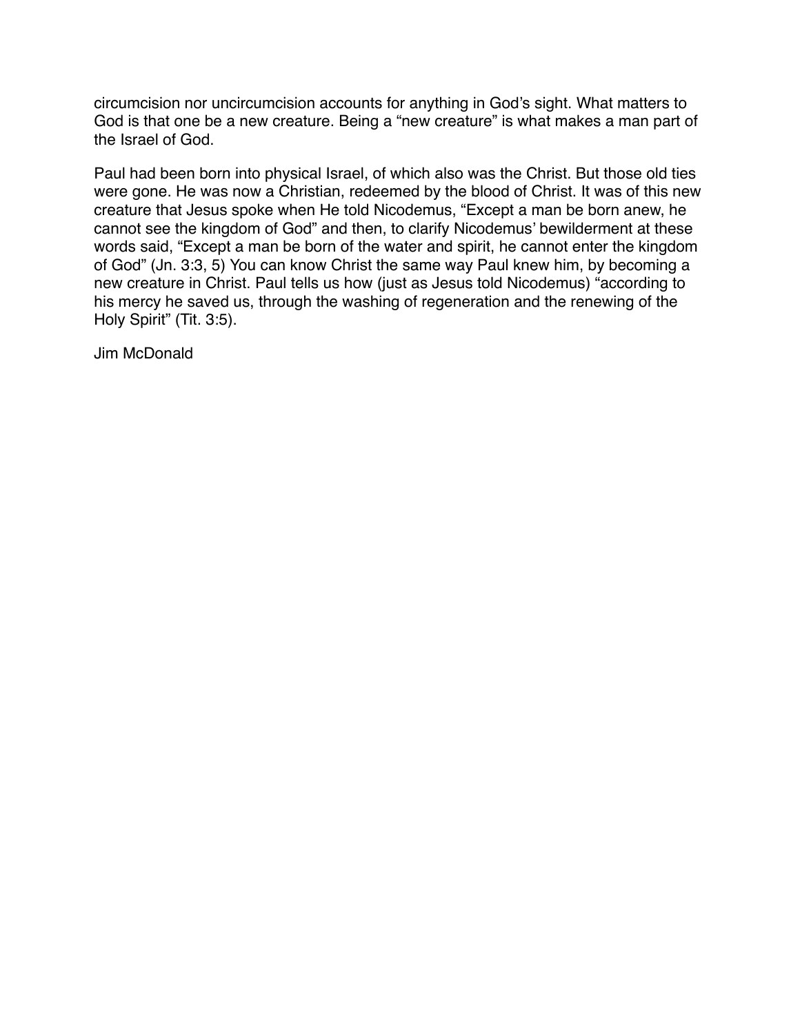circumcision nor uncircumcision accounts for anything in God's sight. What matters to God is that one be a new creature. Being a "new creature" is what makes a man part of the Israel of God.

Paul had been born into physical Israel, of which also was the Christ. But those old ties were gone. He was now a Christian, redeemed by the blood of Christ. It was of this new creature that Jesus spoke when He told Nicodemus, "Except a man be born anew, he cannot see the kingdom of God" and then, to clarify Nicodemus' bewilderment at these words said, "Except a man be born of the water and spirit, he cannot enter the kingdom of God" (Jn. 3:3, 5) You can know Christ the same way Paul knew him, by becoming a new creature in Christ. Paul tells us how (just as Jesus told Nicodemus) "according to his mercy he saved us, through the washing of regeneration and the renewing of the Holy Spirit" (Tit. 3:5).

Jim McDonald